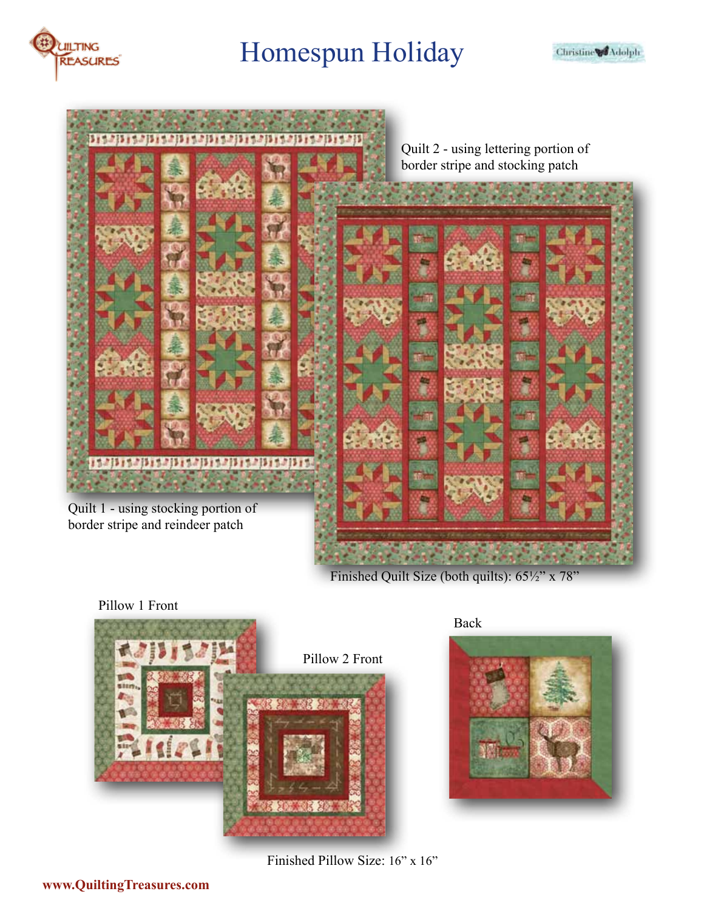# Homespun Holiday

Quilt 2 - using lettering portion of border stripe and stocking patch

Quilt 1 - using stocking portion of border stripe and reindeer patch

Finished Quilt Size (both quilts): 65½" x 78"

Pillow 1 Front

Pillow 2 Front

Back

Finished Pillow Size: 16" x 16"

www.QuiltingTreasures.com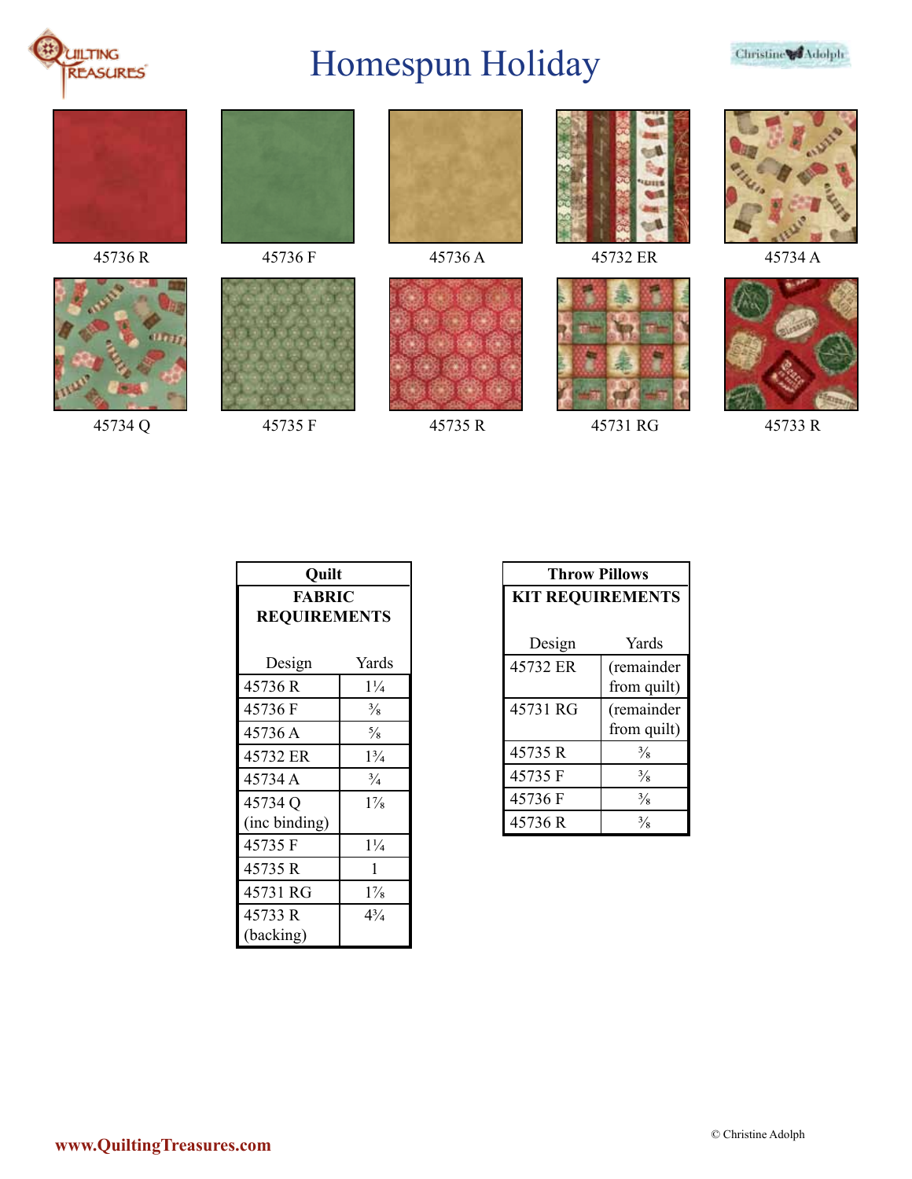# Homespun Holiday

45736 R

45736 F

45736 A

45732 ER

45734 A

45734 Q

45735 F

45735 R

45731 RG

45733 R

| Quilt FABRIC REQUIREMENTS | |
|---|---|
| Design | Yards |
| 45736 R | 1¼ |
| 45736 F | ⅜ |
| 45736 A | ⅝ |
| 45732 ER | 1¾ |
| 45734 A | ¾ |
| 45734 Q (inc binding) | 1⅞ |
| 45735 F | 1¼ |
| 45735 R | 1 |
| 45731 RG | 1⅞ |
| 45733 R (backing) | 4¾ |

| Throw Pillows KIT REQUIREMENTS | |
|---|---|
| Design | Yards |
| 45732 ER | (remainder from quilt) |
| 45731 RG | (remainder from quilt) |
| 45735 R | ⅜ |
| 45735 F | ⅜ |
| 45736 F | ⅜ |
| 45736 R | ⅜ |

www.QuiltingTreasures.com

© Christine Adolph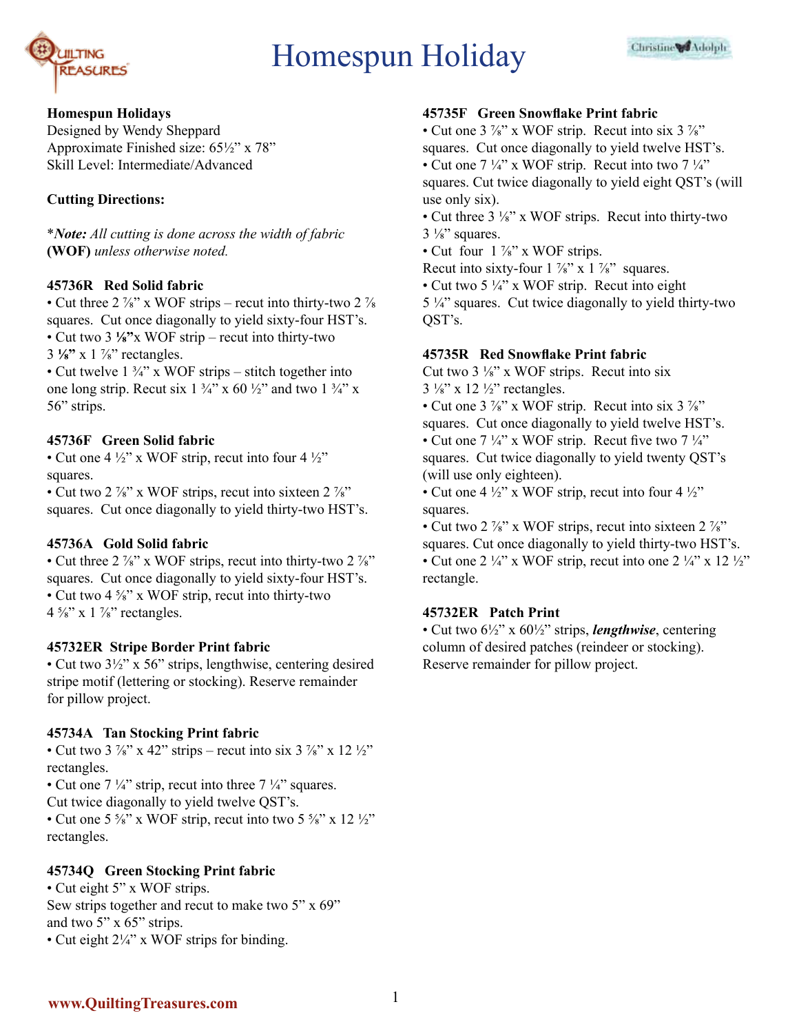# Homespun Holiday

**Homespun Holidays**
Designed by Wendy Sheppard
Approximate Finished size: 65½" x 78"
Skill Level: Intermediate/Advanced

**Cutting Directions:**

**Note:** *All cutting is done across the width of fabric* **(WOF)** *unless otherwise noted.*

**45736R Red Solid fabric**

- Cut three 2 ⅞" x WOF strips – recut into thirty-two 2 ⅞ squares. Cut once diagonally to yield sixty-four HST's.
- Cut two 3 **⅛"**x WOF strip – recut into thirty-two 3 **⅛"** x 1 ⅞" rectangles.
- Cut twelve 1 ¾" x WOF strips – stitch together into one long strip. Recut six 1 ¾" x 60 ½" and two 1 ¾" x 56" strips.

**45736F Green Solid fabric**

- Cut one 4 ½" x WOF strip, recut into four 4 ½" squares.
- Cut two 2 ⅞" x WOF strips, recut into sixteen 2 ⅞" squares. Cut once diagonally to yield thirty-two HST's.

**45736A Gold Solid fabric**

- Cut three 2 ⅞" x WOF strips, recut into thirty-two 2 ⅞" squares. Cut once diagonally to yield sixty-four HST's.
- Cut two 4 ⅝" x WOF strip, recut into thirty-two 4 ⅝" x 1 ⅞" rectangles.

**45732ER Stripe Border Print fabric**

- Cut two 3½" x 56" strips, lengthwise, centering desired stripe motif (lettering or stocking). Reserve remainder for pillow project.

**45734A Tan Stocking Print fabric**

- Cut two 3 ⅞" x 42" strips – recut into six 3 ⅞" x 12 ½" rectangles.
- Cut one 7 ¼" strip, recut into three 7 ¼" squares. Cut twice diagonally to yield twelve QST's.
- Cut one 5 ⅝" x WOF strip, recut into two 5 ⅝" x 12 ½" rectangles.

**45734Q Green Stocking Print fabric**

- Cut eight 5" x WOF strips. Sew strips together and recut to make two 5" x 69" and two 5" x 65" strips.
- Cut eight 2¼" x WOF strips for binding.

**45735F Green Snowflake Print fabric**

- Cut one 3 ⅞" x WOF strip. Recut into six 3 ⅞" squares. Cut once diagonally to yield twelve HST's.
- Cut one 7 ¼" x WOF strip. Recut into two 7 ¼" squares. Cut twice diagonally to yield eight QST's (will use only six).
- Cut three 3 ⅛" x WOF strips. Recut into thirty-two 3 ⅛" squares.
- Cut four 1 ⅞" x WOF strips. Recut into sixty-four 1 ⅞" x 1 ⅞" squares.
- Cut two 5 ¼" x WOF strip. Recut into eight 5 ¼" squares. Cut twice diagonally to yield thirty-two QST's.

**45735R Red Snowflake Print fabric**

Cut two 3 ⅛" x WOF strips. Recut into six 3 ⅛" x 12 ½" rectangles.

- Cut one 3 ⅞" x WOF strip. Recut into six 3 ⅞" squares. Cut once diagonally to yield twelve HST's.
- Cut one 7 ¼" x WOF strip. Recut five two 7 ¼" squares. Cut twice diagonally to yield twenty QST's (will use only eighteen).
- Cut one 4 ½" x WOF strip, recut into four 4 ½" squares.
- Cut two 2 ⅞" x WOF strips, recut into sixteen 2 ⅞" squares. Cut once diagonally to yield thirty-two HST's.
- Cut one 2 ¼" x WOF strip, recut into one 2 ¼" x 12 ½" rectangle.

**45732ER Patch Print**

- Cut two 6½" x 60½" strips, ***lengthwise***, centering column of desired patches (reindeer or stocking). Reserve remainder for pillow project.

www.QuiltingTreasures.com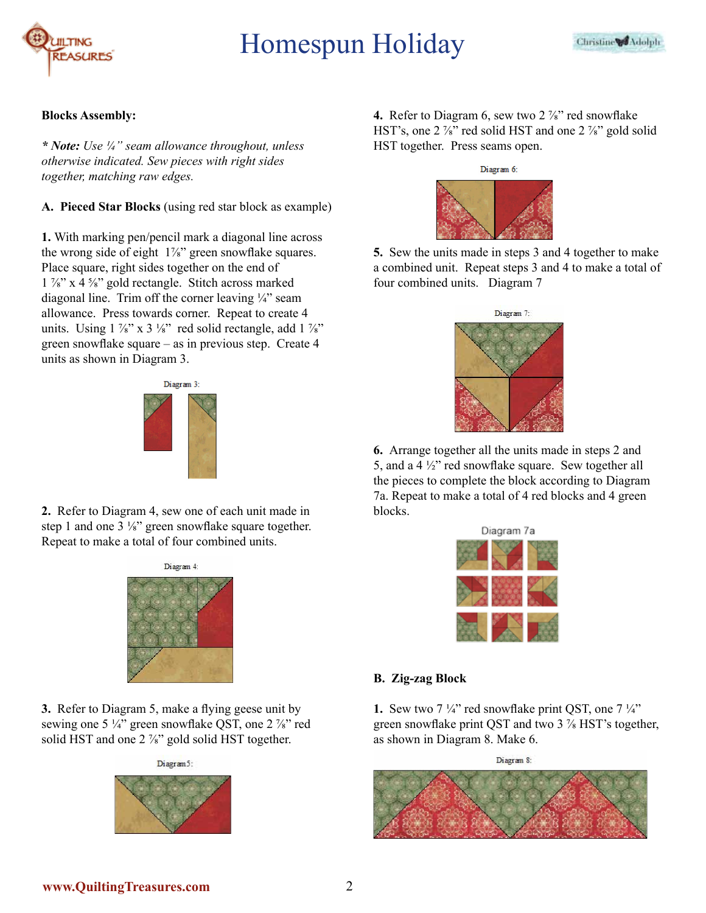## Blocks Assembly:

*** Note:** *Use ¼" seam allowance throughout, unless otherwise indicated. Sew pieces with right sides together, matching raw edges.*

**A. Pieced Star Blocks** (using red star block as example)

**1.** With marking pen/pencil mark a diagonal line across the wrong side of eight 1⅞" green snowflake squares. Place square, right sides together on the end of 1 ⅞" x 4 ⅝" gold rectangle. Stitch across marked diagonal line. Trim off the corner leaving ¼" seam allowance. Press towards corner. Repeat to create 4 units. Using 1 ⅞" x 3 ⅛" red solid rectangle, add 1 ⅞" green snowflake square – as in previous step. Create 4 units as shown in Diagram 3.

Diagram 3:

**2.** Refer to Diagram 4, sew one of each unit made in step 1 and one 3 ⅛" green snowflake square together. Repeat to make a total of four combined units.

Diagram 4:

**3.** Refer to Diagram 5, make a flying geese unit by sewing one 5 ¼" green snowflake QST, one 2 ⅞" red solid HST and one 2 ⅞" gold solid HST together.

Diagram5:

**4.** Refer to Diagram 6, sew two 2 ⅞" red snowflake HST's, one 2 ⅞" red solid HST and one 2 ⅞" gold solid HST together. Press seams open.

Diagram 6:

**5.** Sew the units made in steps 3 and 4 together to make a combined unit. Repeat steps 3 and 4 to make a total of four combined units. Diagram 7

Diagram 7:

**6.** Arrange together all the units made in steps 2 and 5, and a 4 ½" red snowflake square. Sew together all the pieces to complete the block according to Diagram 7a. Repeat to make a total of 4 red blocks and 4 green blocks.

Diagram 7a

**B. Zig-zag Block**

**1.** Sew two 7 ¼" red snowflake print QST, one 7 ¼" green snowflake print QST and two 3 ⅞ HST's together, as shown in Diagram 8. Make 6.

Diagram 8: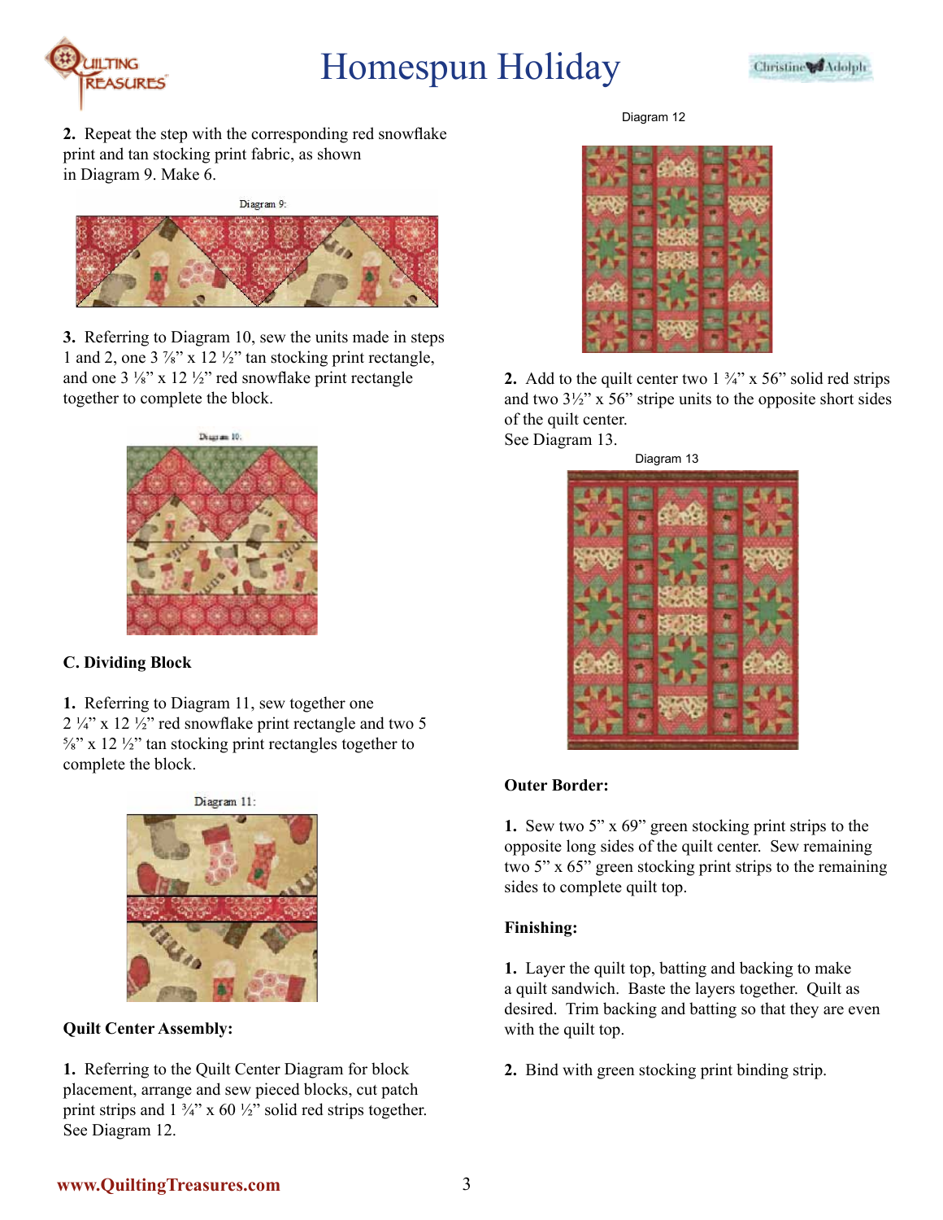**2.** Repeat the step with the corresponding red snowflake print and tan stocking print fabric, as shown in Diagram 9. Make 6.

Diagram 9:

**3.** Referring to Diagram 10, sew the units made in steps 1 and 2, one 3 ⅞" x 12 ½" tan stocking print rectangle, and one 3 ⅛" x 12 ½" red snowflake print rectangle together to complete the block.

Diagram 10:

**C. Dividing Block**

**1.** Referring to Diagram 11, sew together one 2 ¼" x 12 ½" red snowflake print rectangle and two 5 ⅝" x 12 ½" tan stocking print rectangles together to complete the block.

Diagram 11:

**Quilt Center Assembly:**

**1.** Referring to the Quilt Center Diagram for block placement, arrange and sew pieced blocks, cut patch print strips and 1 ¾" x 60 ½" solid red strips together. See Diagram 12.

Diagram 12

**2.** Add to the quilt center two 1 ¾" x 56" solid red strips and two 3½" x 56" stripe units to the opposite short sides of the quilt center.
See Diagram 13.

Diagram 13

**Outer Border:**

**1.** Sew two 5" x 69" green stocking print strips to the opposite long sides of the quilt center. Sew remaining two 5" x 65" green stocking print strips to the remaining sides to complete quilt top.

**Finishing:**

**1.** Layer the quilt top, batting and backing to make a quilt sandwich. Baste the layers together. Quilt as desired. Trim backing and batting so that they are even with the quilt top.

**2.** Bind with green stocking print binding strip.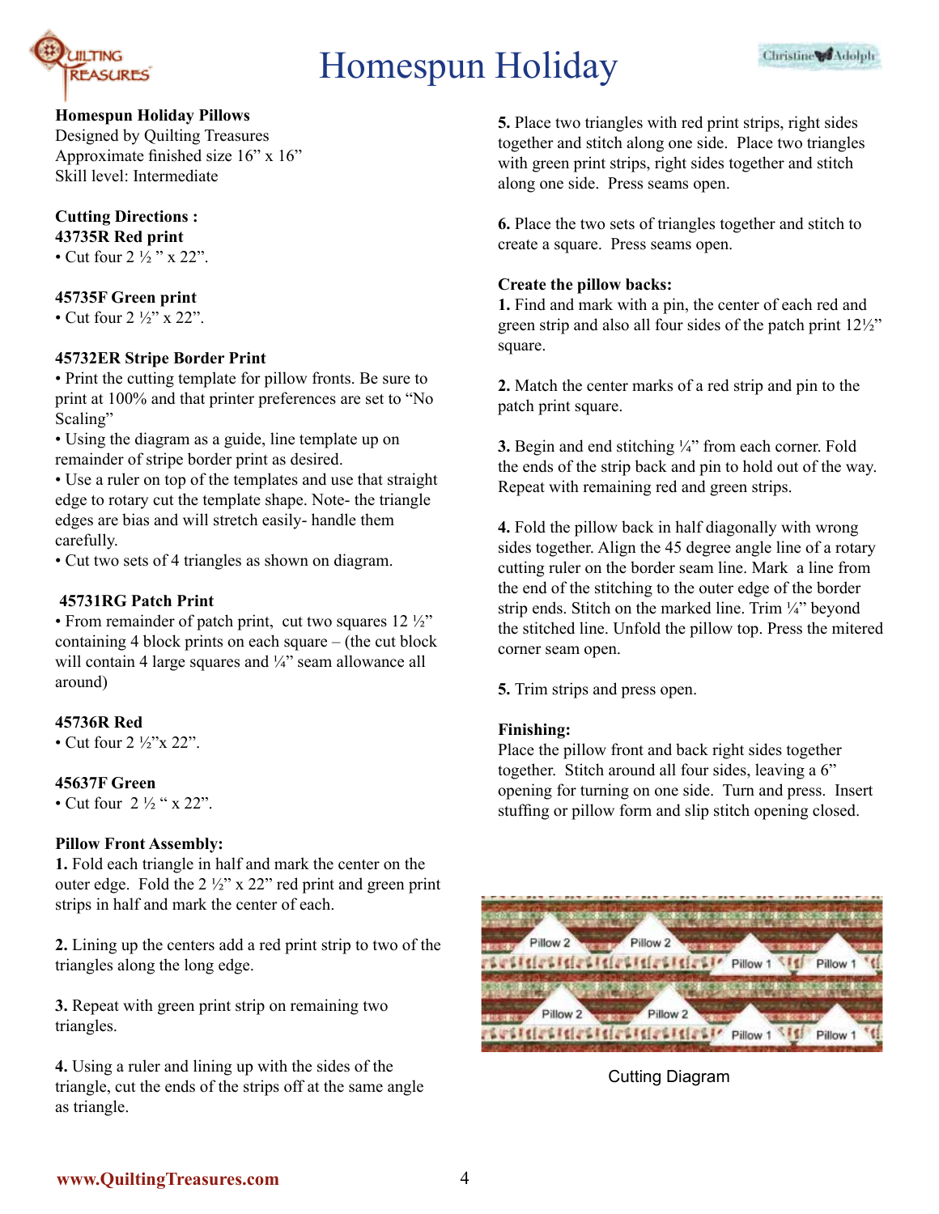# Homespun Holiday

**Homespun Holiday Pillows**
Designed by Quilting Treasures
Approximate finished size 16" x 16"
Skill level: Intermediate

**Cutting Directions :**

**43735R Red print**
• Cut four 2 ½ " x 22".

**45735F Green print**
• Cut four 2 ½" x 22".

**45732ER Stripe Border Print**
• Print the cutting template for pillow fronts. Be sure to print at 100% and that printer preferences are set to "No Scaling"
• Using the diagram as a guide, line template up on remainder of stripe border print as desired.
• Use a ruler on top of the templates and use that straight edge to rotary cut the template shape. Note- the triangle edges are bias and will stretch easily- handle them carefully.
• Cut two sets of 4 triangles as shown on diagram.

**45731RG Patch Print**
• From remainder of patch print, cut two squares 12 ½" containing 4 block prints on each square – (the cut block will contain 4 large squares and ¼" seam allowance all around)

**45736R Red**
• Cut four 2 ½"x 22".

**45637F Green**
• Cut four 2 ½ " x 22".

**Pillow Front Assembly:**

**1.** Fold each triangle in half and mark the center on the outer edge. Fold the 2 ½" x 22" red print and green print strips in half and mark the center of each.

**2.** Lining up the centers add a red print strip to two of the triangles along the long edge.

**3.** Repeat with green print strip on remaining two triangles.

**4.** Using a ruler and lining up with the sides of the triangle, cut the ends of the strips off at the same angle as triangle.

**5.** Place two triangles with red print strips, right sides together and stitch along one side. Place two triangles with green print strips, right sides together and stitch along one side. Press seams open.

**6.** Place the two sets of triangles together and stitch to create a square. Press seams open.

**Create the pillow backs:**

**1.** Find and mark with a pin, the center of each red and green strip and also all four sides of the patch print 12½" square.

**2.** Match the center marks of a red strip and pin to the patch print square.

**3.** Begin and end stitching ¼" from each corner. Fold the ends of the strip back and pin to hold out of the way. Repeat with remaining red and green strips.

**4.** Fold the pillow back in half diagonally with wrong sides together. Align the 45 degree angle line of a rotary cutting ruler on the border seam line. Mark a line from the end of the stitching to the outer edge of the border strip ends. Stitch on the marked line. Trim ¼" beyond the stitched line. Unfold the pillow top. Press the mitered corner seam open.

**5.** Trim strips and press open.

**Finishing:**
Place the pillow front and back right sides together together. Stitch around all four sides, leaving a 6" opening for turning on one side. Turn and press. Insert stuffing or pillow form and slip stitch opening closed.

Cutting Diagram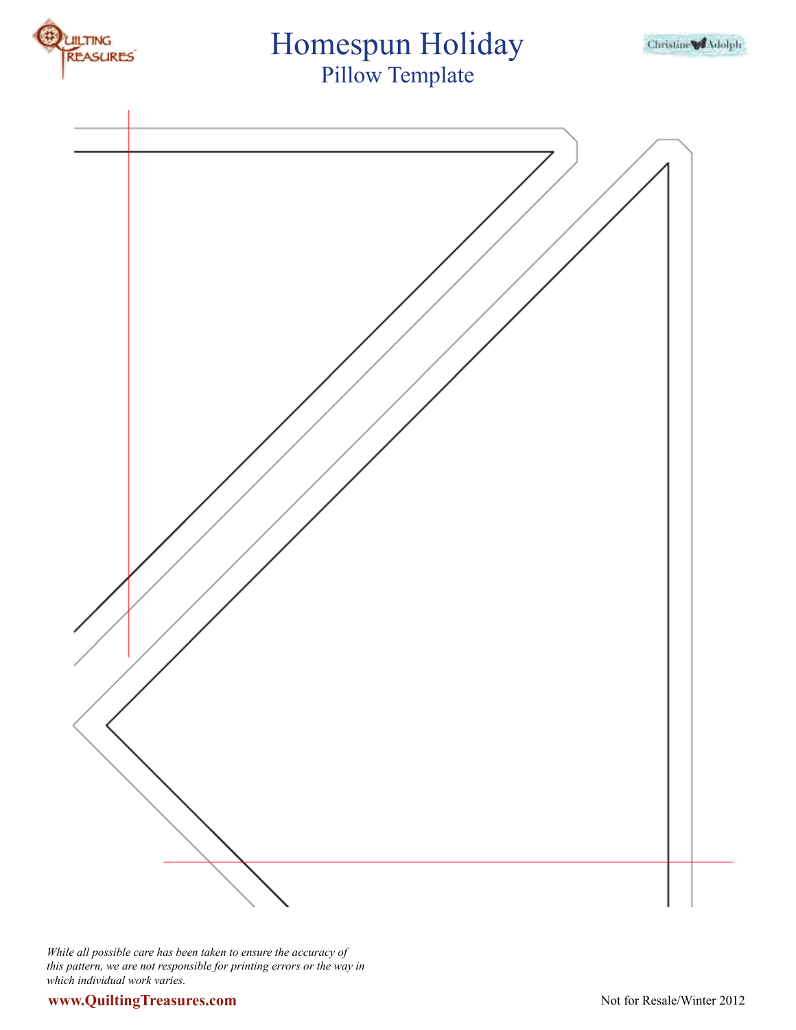# Homespun Holiday

## Pillow Template

*While all possible care has been taken to ensure the accuracy of this pattern, we are not responsible for printing errors or the way in which individual work varies.*

**www.QuiltingTreasures.com**

Not for Resale/Winter 2012